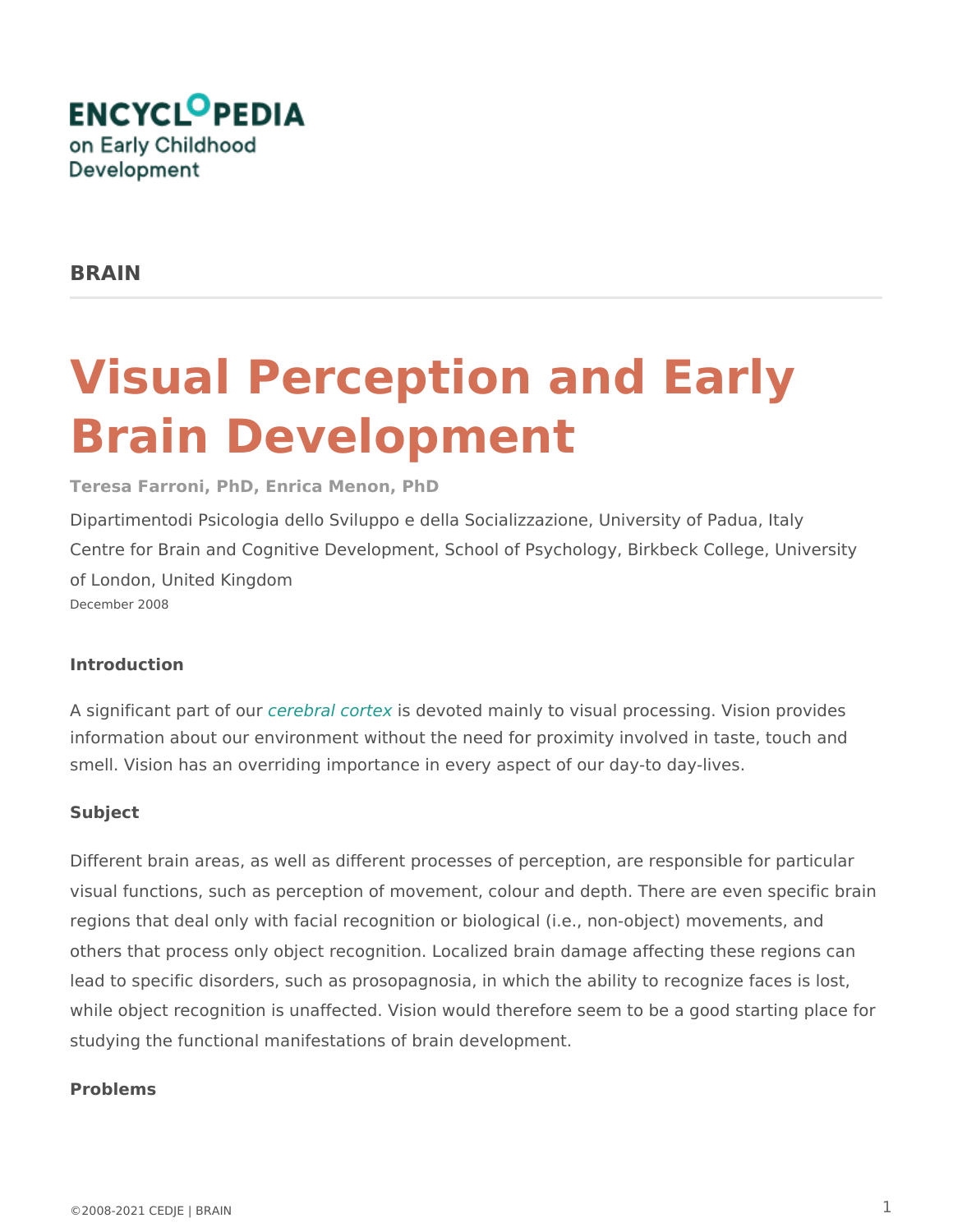ENCYCLOPEDIA on Early Childhood Development

**BRAIN**

# Visual Perception and Early Brain Development

**Teresa Farroni, PhD, Enrica Menon, PhD**

Dipartimentodi Psicologia dello Sviluppo e della Socializzazione, University of Padua, Italy
Centre for Brain and Cognitive Development, School of Psychology, Birkbeck College, University of London, United Kingdom
December 2008

### Introduction

A significant part of our *cerebral cortex* is devoted mainly to visual processing. Vision provides information about our environment without the need for proximity involved in taste, touch and smell. Vision has an overriding importance in every aspect of our day-to day-lives.

### Subject

Different brain areas, as well as different processes of perception, are responsible for particular visual functions, such as perception of movement, colour and depth. There are even specific brain regions that deal only with facial recognition or biological (i.e., non-object) movements, and others that process only object recognition. Localized brain damage affecting these regions can lead to specific disorders, such as prosopagnosia, in which the ability to recognize faces is lost, while object recognition is unaffected. Vision would therefore seem to be a good starting place for studying the functional manifestations of brain development.

### Problems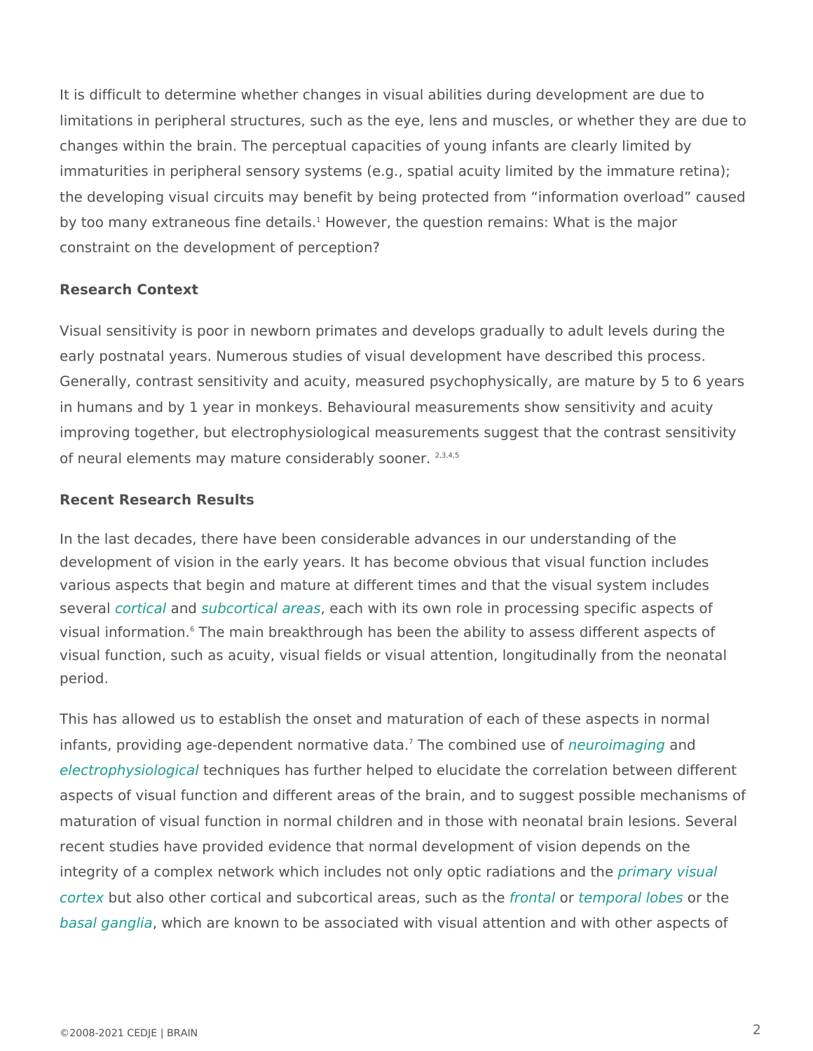It is difficult to determine whether changes in visual abilities during development are due to limitations in peripheral structures, such as the eye, lens and muscles, or whether they are due to changes within the brain. The perceptual capacities of young infants are clearly limited by immaturities in peripheral sensory systems (e.g., spatial acuity limited by the immature retina); the developing visual circuits may benefit by being protected from "information overload" caused by too many extraneous fine details.[1] However, the question remains: What is the major constraint on the development of perception?

## Research Context

Visual sensitivity is poor in newborn primates and develops gradually to adult levels during the early postnatal years. Numerous studies of visual development have described this process. Generally, contrast sensitivity and acuity, measured psychophysically, are mature by 5 to 6 years in humans and by 1 year in monkeys. Behavioural measurements show sensitivity and acuity improving together, but electrophysiological measurements suggest that the contrast sensitivity of neural elements may mature considerably sooner. [2,3,4,5]

## Recent Research Results

In the last decades, there have been considerable advances in our understanding of the development of vision in the early years. It has become obvious that visual function includes various aspects that begin and mature at different times and that the visual system includes several *cortical* and *subcortical areas*, each with its own role in processing specific aspects of visual information.[6] The main breakthrough has been the ability to assess different aspects of visual function, such as acuity, visual fields or visual attention, longitudinally from the neonatal period.

This has allowed us to establish the onset and maturation of each of these aspects in normal infants, providing age-dependent normative data.[7] The combined use of *neuroimaging* and *electrophysiological* techniques has further helped to elucidate the correlation between different aspects of visual function and different areas of the brain, and to suggest possible mechanisms of maturation of visual function in normal children and in those with neonatal brain lesions. Several recent studies have provided evidence that normal development of vision depends on the integrity of a complex network which includes not only optic radiations and the *primary visual cortex* but also other cortical and subcortical areas, such as the *frontal* or *temporal lobes* or the *basal ganglia*, which are known to be associated with visual attention and with other aspects of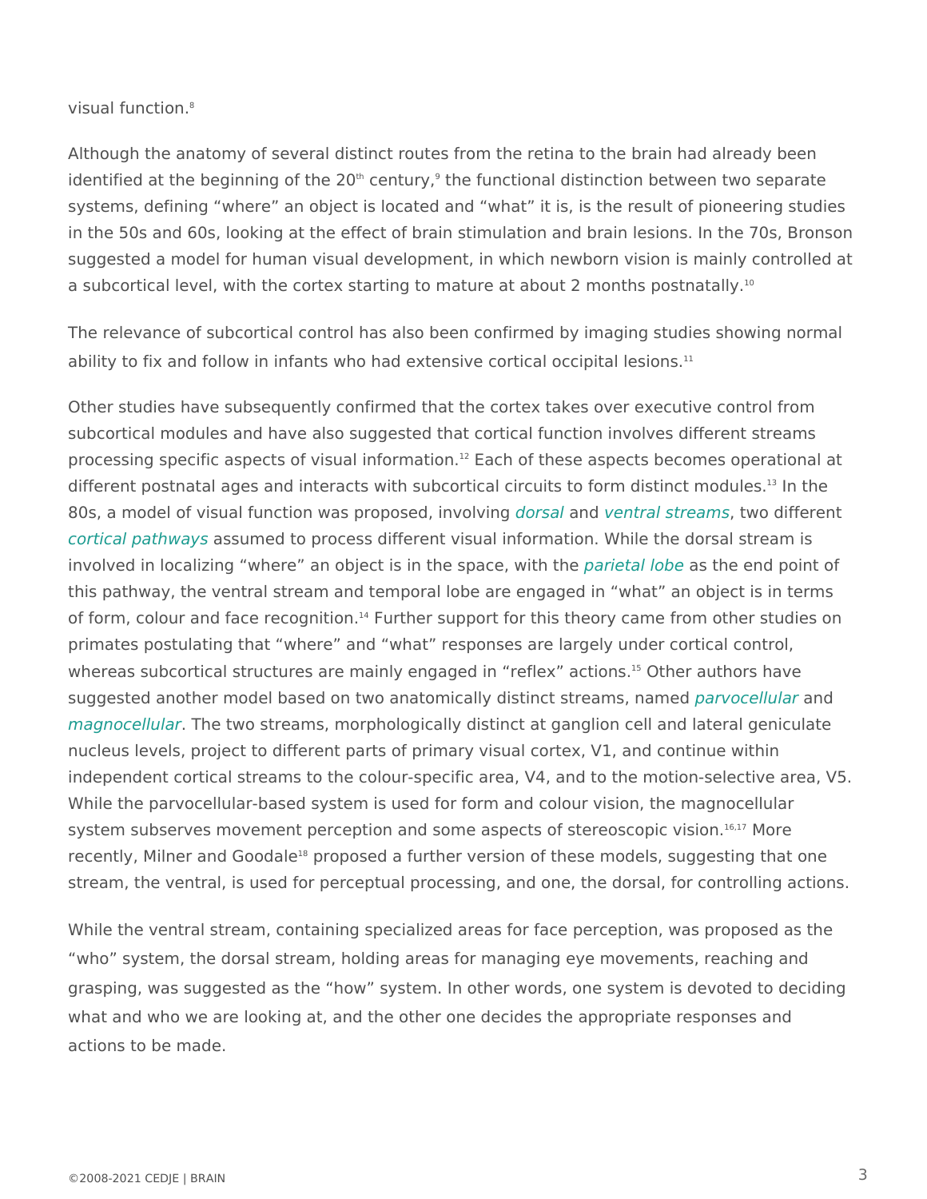visual function.[8]

Although the anatomy of several distinct routes from the retina to the brain had already been identified at the beginning of the 20th century,[9] the functional distinction between two separate systems, defining "where" an object is located and "what" it is, is the result of pioneering studies in the 50s and 60s, looking at the effect of brain stimulation and brain lesions. In the 70s, Bronson suggested a model for human visual development, in which newborn vision is mainly controlled at a subcortical level, with the cortex starting to mature at about 2 months postnatally.[10]

The relevance of subcortical control has also been confirmed by imaging studies showing normal ability to fix and follow in infants who had extensive cortical occipital lesions.[11]

Other studies have subsequently confirmed that the cortex takes over executive control from subcortical modules and have also suggested that cortical function involves different streams processing specific aspects of visual information.[12] Each of these aspects becomes operational at different postnatal ages and interacts with subcortical circuits to form distinct modules.[13] In the 80s, a model of visual function was proposed, involving *dorsal* and *ventral streams*, two different *cortical pathways* assumed to process different visual information. While the dorsal stream is involved in localizing "where" an object is in the space, with the *parietal lobe* as the end point of this pathway, the ventral stream and temporal lobe are engaged in "what" an object is in terms of form, colour and face recognition.[14] Further support for this theory came from other studies on primates postulating that "where" and "what" responses are largely under cortical control, whereas subcortical structures are mainly engaged in "reflex" actions.[15] Other authors have suggested another model based on two anatomically distinct streams, named *parvocellular* and *magnocellular*. The two streams, morphologically distinct at ganglion cell and lateral geniculate nucleus levels, project to different parts of primary visual cortex, V1, and continue within independent cortical streams to the colour-specific area, V4, and to the motion-selective area, V5. While the parvocellular-based system is used for form and colour vision, the magnocellular system subserves movement perception and some aspects of stereoscopic vision.[16,17] More recently, Milner and Goodale[18] proposed a further version of these models, suggesting that one stream, the ventral, is used for perceptual processing, and one, the dorsal, for controlling actions.

While the ventral stream, containing specialized areas for face perception, was proposed as the "who" system, the dorsal stream, holding areas for managing eye movements, reaching and grasping, was suggested as the "how" system. In other words, one system is devoted to deciding what and who we are looking at, and the other one decides the appropriate responses and actions to be made.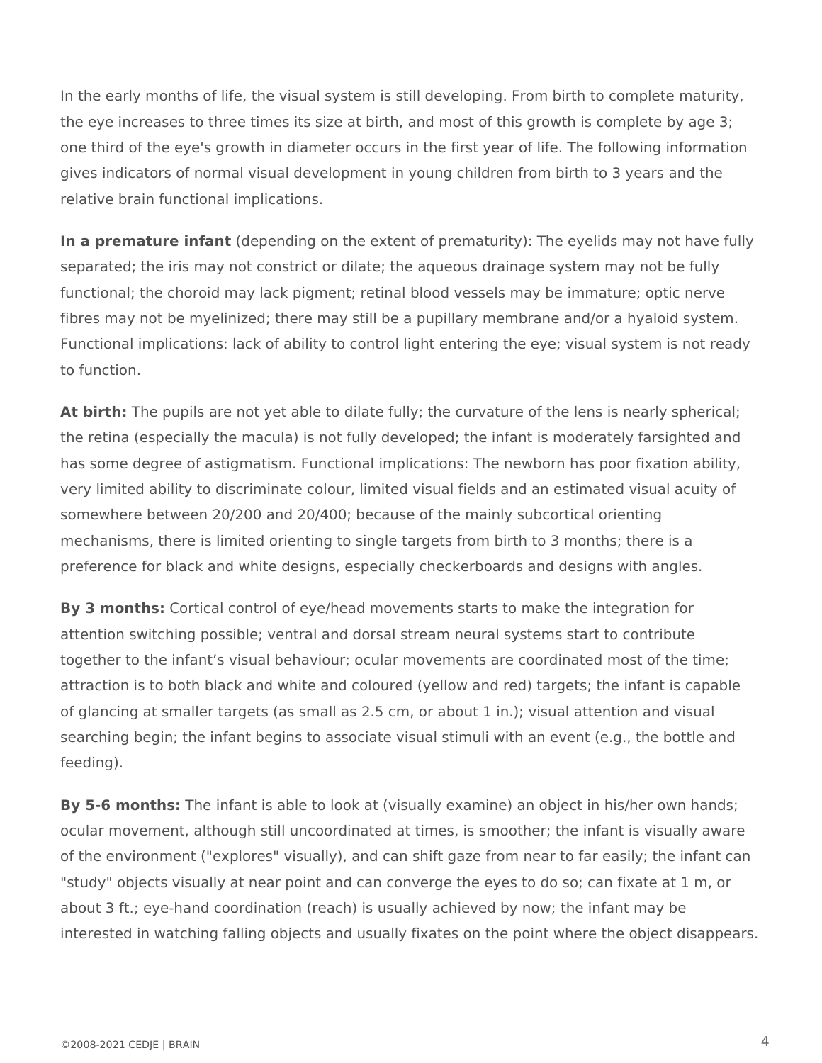In the early months of life, the visual system is still developing. From birth to complete maturity, the eye increases to three times its size at birth, and most of this growth is complete by age 3; one third of the eye's growth in diameter occurs in the first year of life. The following information gives indicators of normal visual development in young children from birth to 3 years and the relative brain functional implications.

**In a premature infant** (depending on the extent of prematurity): The eyelids may not have fully separated; the iris may not constrict or dilate; the aqueous drainage system may not be fully functional; the choroid may lack pigment; retinal blood vessels may be immature; optic nerve fibres may not be myelinized; there may still be a pupillary membrane and/or a hyaloid system. Functional implications: lack of ability to control light entering the eye; visual system is not ready to function.

**At birth:** The pupils are not yet able to dilate fully; the curvature of the lens is nearly spherical; the retina (especially the macula) is not fully developed; the infant is moderately farsighted and has some degree of astigmatism. Functional implications: The newborn has poor fixation ability, very limited ability to discriminate colour, limited visual fields and an estimated visual acuity of somewhere between 20/200 and 20/400; because of the mainly subcortical orienting mechanisms, there is limited orienting to single targets from birth to 3 months; there is a preference for black and white designs, especially checkerboards and designs with angles.

**By 3 months:** Cortical control of eye/head movements starts to make the integration for attention switching possible; ventral and dorsal stream neural systems start to contribute together to the infant's visual behaviour; ocular movements are coordinated most of the time; attraction is to both black and white and coloured (yellow and red) targets; the infant is capable of glancing at smaller targets (as small as 2.5 cm, or about 1 in.); visual attention and visual searching begin; the infant begins to associate visual stimuli with an event (e.g., the bottle and feeding).

**By 5-6 months:** The infant is able to look at (visually examine) an object in his/her own hands; ocular movement, although still uncoordinated at times, is smoother; the infant is visually aware of the environment ("explores" visually), and can shift gaze from near to far easily; the infant can "study" objects visually at near point and can converge the eyes to do so; can fixate at 1 m, or about 3 ft.; eye-hand coordination (reach) is usually achieved by now; the infant may be interested in watching falling objects and usually fixates on the point where the object disappears.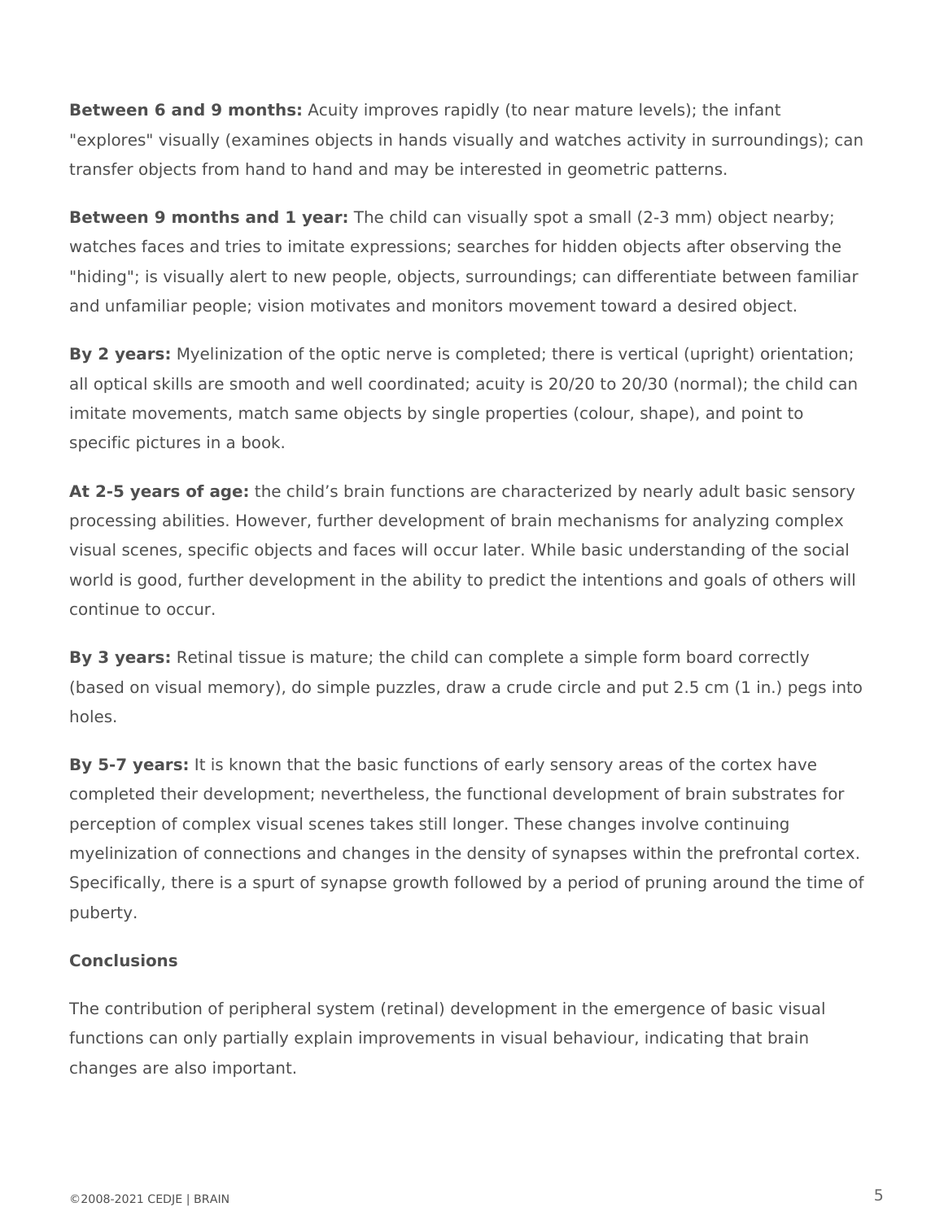**Between 6 and 9 months:** Acuity improves rapidly (to near mature levels); the infant "explores" visually (examines objects in hands visually and watches activity in surroundings); can transfer objects from hand to hand and may be interested in geometric patterns.

**Between 9 months and 1 year:** The child can visually spot a small (2-3 mm) object nearby; watches faces and tries to imitate expressions; searches for hidden objects after observing the "hiding"; is visually alert to new people, objects, surroundings; can differentiate between familiar and unfamiliar people; vision motivates and monitors movement toward a desired object.

**By 2 years:** Myelinization of the optic nerve is completed; there is vertical (upright) orientation; all optical skills are smooth and well coordinated; acuity is 20/20 to 20/30 (normal); the child can imitate movements, match same objects by single properties (colour, shape), and point to specific pictures in a book.

**At 2-5 years of age:** the child's brain functions are characterized by nearly adult basic sensory processing abilities. However, further development of brain mechanisms for analyzing complex visual scenes, specific objects and faces will occur later. While basic understanding of the social world is good, further development in the ability to predict the intentions and goals of others will continue to occur.

**By 3 years:** Retinal tissue is mature; the child can complete a simple form board correctly (based on visual memory), do simple puzzles, draw a crude circle and put 2.5 cm (1 in.) pegs into holes.

**By 5-7 years:** It is known that the basic functions of early sensory areas of the cortex have completed their development; nevertheless, the functional development of brain substrates for perception of complex visual scenes takes still longer. These changes involve continuing myelinization of connections and changes in the density of synapses within the prefrontal cortex. Specifically, there is a spurt of synapse growth followed by a period of pruning around the time of puberty.

**Conclusions**

The contribution of peripheral system (retinal) development in the emergence of basic visual functions can only partially explain improvements in visual behaviour, indicating that brain changes are also important.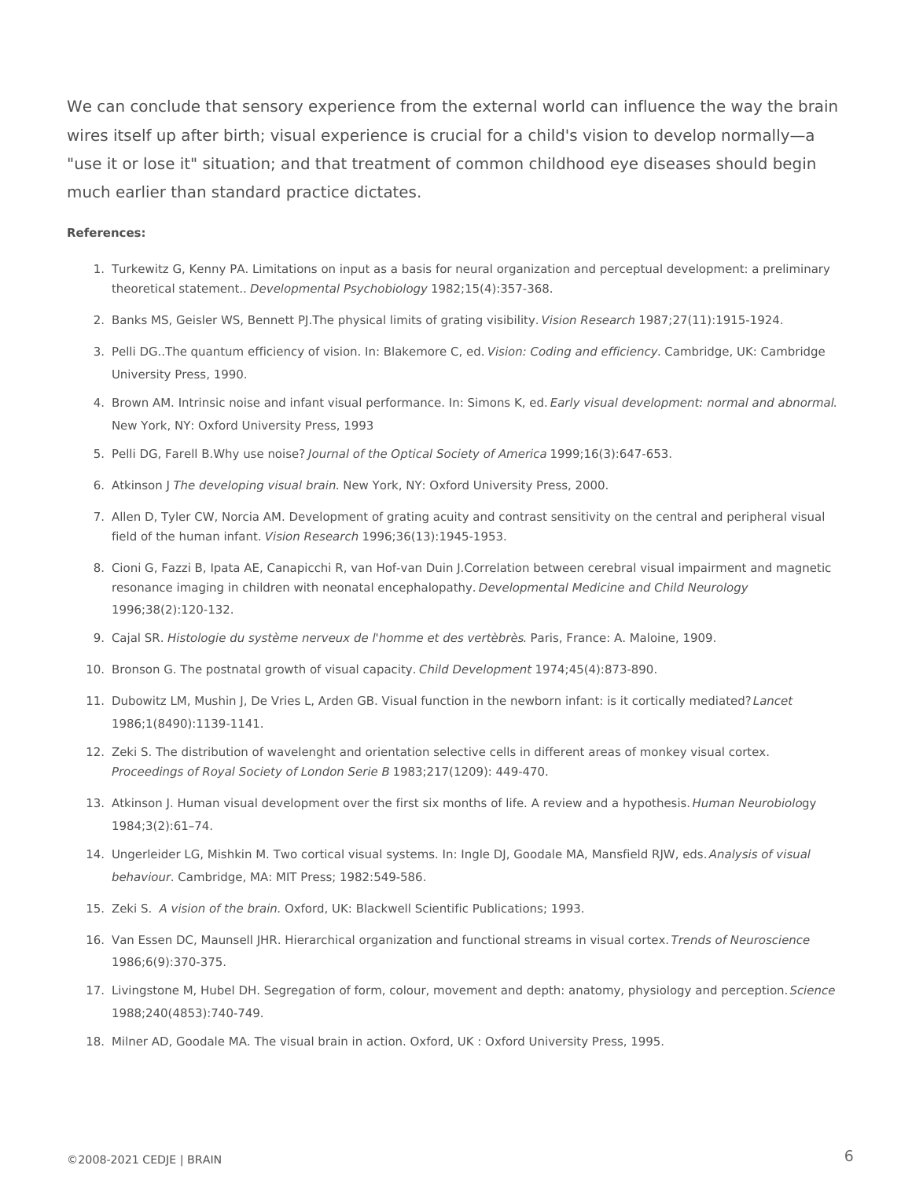We can conclude that sensory experience from the external world can influence the way the brain wires itself up after birth; visual experience is crucial for a child's vision to develop normally—a "use it or lose it" situation; and that treatment of common childhood eye diseases should begin much earlier than standard practice dictates.

**References:**

1. Turkewitz G, Kenny PA. Limitations on input as a basis for neural organization and perceptual development: a preliminary theoretical statement.. *Developmental Psychobiology* 1982;15(4):357-368.
2. Banks MS, Geisler WS, Bennett PJ.The physical limits of grating visibility. *Vision Research* 1987;27(11):1915-1924.
3. Pelli DG..The quantum efficiency of vision. In: Blakemore C, ed. *Vision: Coding and efficiency*. Cambridge, UK: Cambridge University Press, 1990.
4. Brown AM. Intrinsic noise and infant visual performance. In: Simons K, ed. *Early visual development: normal and abnormal*. New York, NY: Oxford University Press, 1993
5. Pelli DG, Farell B.Why use noise? *Journal of the Optical Society of America* 1999;16(3):647-653.
6. Atkinson J *The developing visual brain*. New York, NY: Oxford University Press, 2000.
7. Allen D, Tyler CW, Norcia AM. Development of grating acuity and contrast sensitivity on the central and peripheral visual field of the human infant. *Vision Research* 1996;36(13):1945-1953.
8. Cioni G, Fazzi B, Ipata AE, Canapicchi R, van Hof-van Duin J.Correlation between cerebral visual impairment and magnetic resonance imaging in children with neonatal encephalopathy. *Developmental Medicine and Child Neurology* 1996;38(2):120-132.
9. Cajal SR. *Histologie du système nerveux de l'homme et des vertèbrès*. Paris, France: A. Maloine, 1909.
10. Bronson G. The postnatal growth of visual capacity. *Child Development* 1974;45(4):873-890.
11. Dubowitz LM, Mushin J, De Vries L, Arden GB. Visual function in the newborn infant: is it cortically mediated? *Lancet* 1986;1(8490):1139-1141.
12. Zeki S. The distribution of wavelenght and orientation selective cells in different areas of monkey visual cortex. *Proceedings of Royal Society of London Serie B* 1983;217(1209): 449-470.
13. Atkinson J. Human visual development over the first six months of life. A review and a hypothesis. *Human Neurobiology* 1984;3(2):61–74.
14. Ungerleider LG, Mishkin M. Two cortical visual systems. In: Ingle DJ, Goodale MA, Mansfield RJW, eds. *Analysis of visual behaviour*. Cambridge, MA: MIT Press; 1982:549-586.
15. Zeki S. *A vision of the brain.* Oxford, UK: Blackwell Scientific Publications; 1993.
16. Van Essen DC, Maunsell JHR. Hierarchical organization and functional streams in visual cortex. *Trends of Neuroscience* 1986;6(9):370-375.
17. Livingstone M, Hubel DH. Segregation of form, colour, movement and depth: anatomy, physiology and perception. *Science* 1988;240(4853):740-749.
18. Milner AD, Goodale MA. The visual brain in action. Oxford, UK : Oxford University Press, 1995.